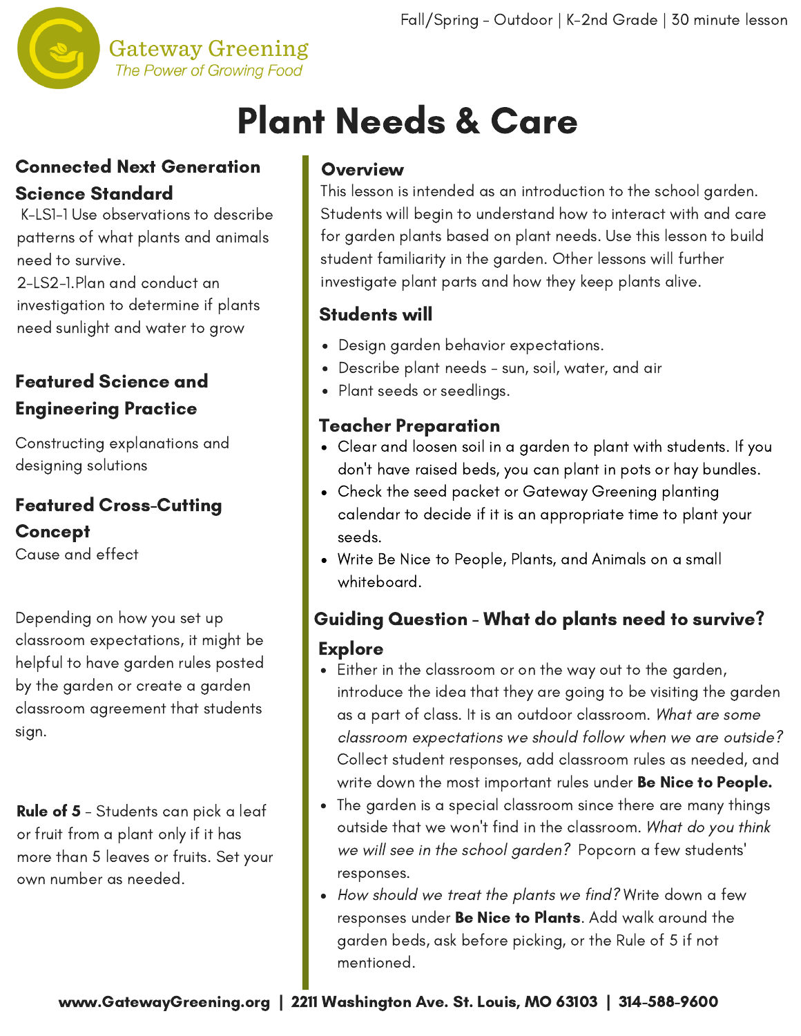Gateway Greening
*The Power of Growing Food*

Fall/Spring - Outdoor | K-2nd Grade | 30 minute lesson

# Plant Needs & Care

### Connected Next Generation Science Standard

K-LS1-1 Use observations to describe patterns of what plants and animals need to survive.
2-LS2-1.Plan and conduct an investigation to determine if plants need sunlight and water to grow

### Featured Science and Engineering Practice

Constructing explanations and designing solutions

### Featured Cross-Cutting Concept

Cause and effect

Depending on how you set up classroom expectations, it might be helpful to have garden rules posted by the garden or create a garden classroom agreement that students sign.

**Rule of 5** - Students can pick a leaf or fruit from a plant only if it has more than 5 leaves or fruits. Set your own number as needed.

### Overview

This lesson is intended as an introduction to the school garden. Students will begin to understand how to interact with and care for garden plants based on plant needs. Use this lesson to build student familiarity in the garden. Other lessons will further investigate plant parts and how they keep plants alive.

### Students will

- Design garden behavior expectations.
- Describe plant needs - sun, soil, water, and air
- Plant seeds or seedlings.

### Teacher Preparation

- Clear and loosen soil in a garden to plant with students. If you don't have raised beds, you can plant in pots or hay bundles.
- Check the seed packet or Gateway Greening planting calendar to decide if it is an appropriate time to plant your seeds.
- Write Be Nice to People, Plants, and Animals on a small whiteboard.

### Guiding Question - What do plants need to survive?

### Explore

- Either in the classroom or on the way out to the garden, introduce the idea that they are going to be visiting the garden as a part of class. It is an outdoor classroom. *What are some classroom expectations we should follow when we are outside?* Collect student responses, add classroom rules as needed, and write down the most important rules under **Be Nice to People.**
- The garden is a special classroom since there are many things outside that we won't find in the classroom. *What do you think we will see in the school garden?* Popcorn a few students' responses.
- *How should we treat the plants we find?* Write down a few responses under **Be Nice to Plants**. Add walk around the garden beds, ask before picking, or the Rule of 5 if not mentioned.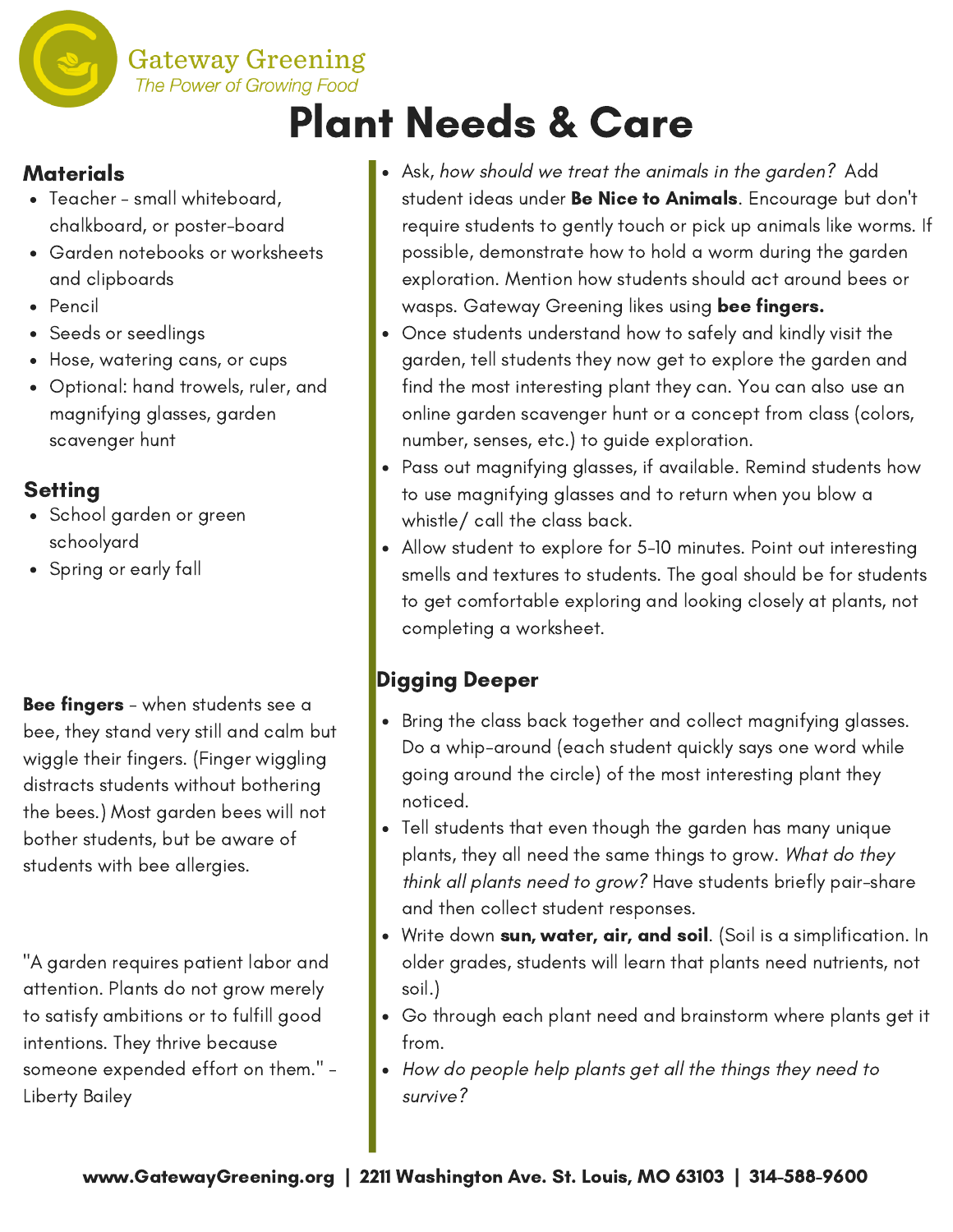# Plant Needs & Care

## Materials

- Teacher – small whiteboard, chalkboard, or poster-board
- Garden notebooks or worksheets and clipboards
- Pencil
- Seeds or seedlings
- Hose, watering cans, or cups
- Optional: hand trowels, ruler, and magnifying glasses, garden scavenger hunt

## Setting

- School garden or green schoolyard
- Spring or early fall

**Bee fingers** – when students see a bee, they stand very still and calm but wiggle their fingers. (Finger wiggling distracts students without bothering the bees.) Most garden bees will not bother students, but be aware of students with bee allergies.

"A garden requires patient labor and attention. Plants do not grow merely to satisfy ambitions or to fulfill good intentions. They thrive because someone expended effort on them." – Liberty Bailey

- Ask, *how should we treat the animals in the garden?* Add student ideas under **Be Nice to Animals**. Encourage but don't require students to gently touch or pick up animals like worms. If possible, demonstrate how to hold a worm during the garden exploration. Mention how students should act around bees or wasps. Gateway Greening likes using **bee fingers.**
- Once students understand how to safely and kindly visit the garden, tell students they now get to explore the garden and find the most interesting plant they can. You can also use an online garden scavenger hunt or a concept from class (colors, number, senses, etc.) to guide exploration.
- Pass out magnifying glasses, if available. Remind students how to use magnifying glasses and to return when you blow a whistle/ call the class back.
- Allow student to explore for 5-10 minutes. Point out interesting smells and textures to students. The goal should be for students to get comfortable exploring and looking closely at plants, not completing a worksheet.

## Digging Deeper

- Bring the class back together and collect magnifying glasses. Do a whip-around (each student quickly says one word while going around the circle) of the most interesting plant they noticed.
- Tell students that even though the garden has many unique plants, they all need the same things to grow. *What do they think all plants need to grow?* Have students briefly pair-share and then collect student responses.
- Write down **sun, water, air, and soil**. (Soil is a simplification. In older grades, students will learn that plants need nutrients, not soil.)
- Go through each plant need and brainstorm where plants get it from.
- *How do people help plants get all the things they need to survive?*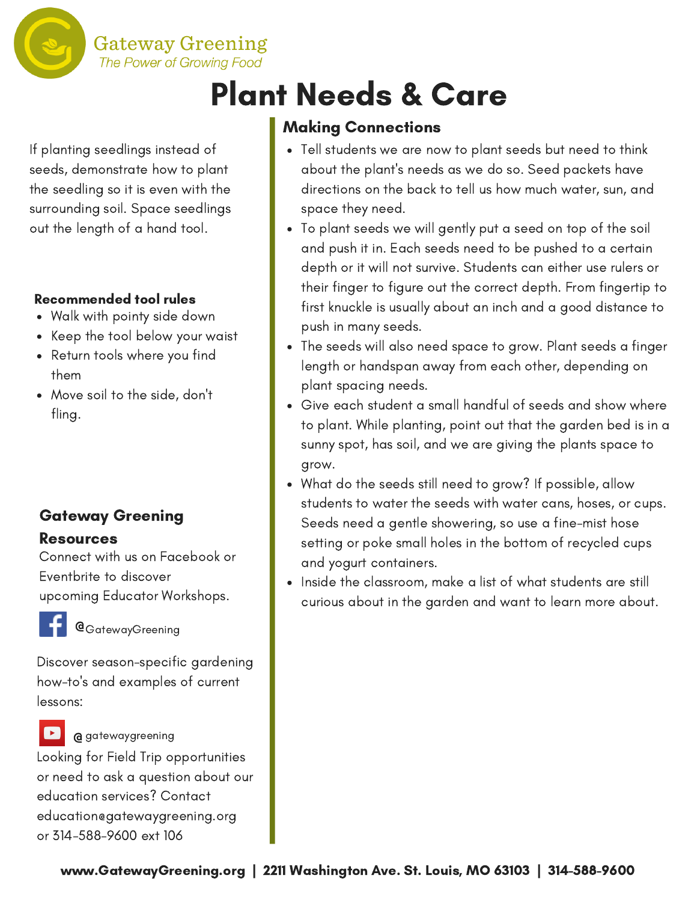Gateway Greening
*The Power of Growing Food*

# Plant Needs & Care

If planting seedlings instead of seeds, demonstrate how to plant the seedling so it is even with the surrounding soil. Space seedlings out the length of a hand tool.

**Recommended tool rules**

- Walk with pointy side down
- Keep the tool below your waist
- Return tools where you find them
- Move soil to the side, don't fling.

## Making Connections

- Tell students we are now to plant seeds but need to think about the plant's needs as we do so. Seed packets have directions on the back to tell us how much water, sun, and space they need.
- To plant seeds we will gently put a seed on top of the soil and push it in. Each seeds need to be pushed to a certain depth or it will not survive. Students can either use rulers or their finger to figure out the correct depth. From fingertip to first knuckle is usually about an inch and a good distance to push in many seeds.
- The seeds will also need space to grow. Plant seeds a finger length or handspan away from each other, depending on plant spacing needs.
- Give each student a small handful of seeds and show where to plant. While planting, point out that the garden bed is in a sunny spot, has soil, and we are giving the plants space to grow.
- What do the seeds still need to grow? If possible, allow students to water the seeds with water cans, hoses, or cups. Seeds need a gentle showering, so use a fine-mist hose setting or poke small holes in the bottom of recycled cups and yogurt containers.
- Inside the classroom, make a list of what students are still curious about in the garden and want to learn more about.

## Gateway Greening Resources

Connect with us on Facebook or Eventbrite to discover upcoming Educator Workshops.

@GatewayGreening

Discover season-specific gardening how-to's and examples of current lessons:

@ gatewaygreening

Looking for Field Trip opportunities or need to ask a question about our education services? Contact education@gatewaygreening.org or 314-588-9600 ext 106

**www.GatewayGreening.org | 2211 Washington Ave. St. Louis, MO 63103 | 314-588-9600**